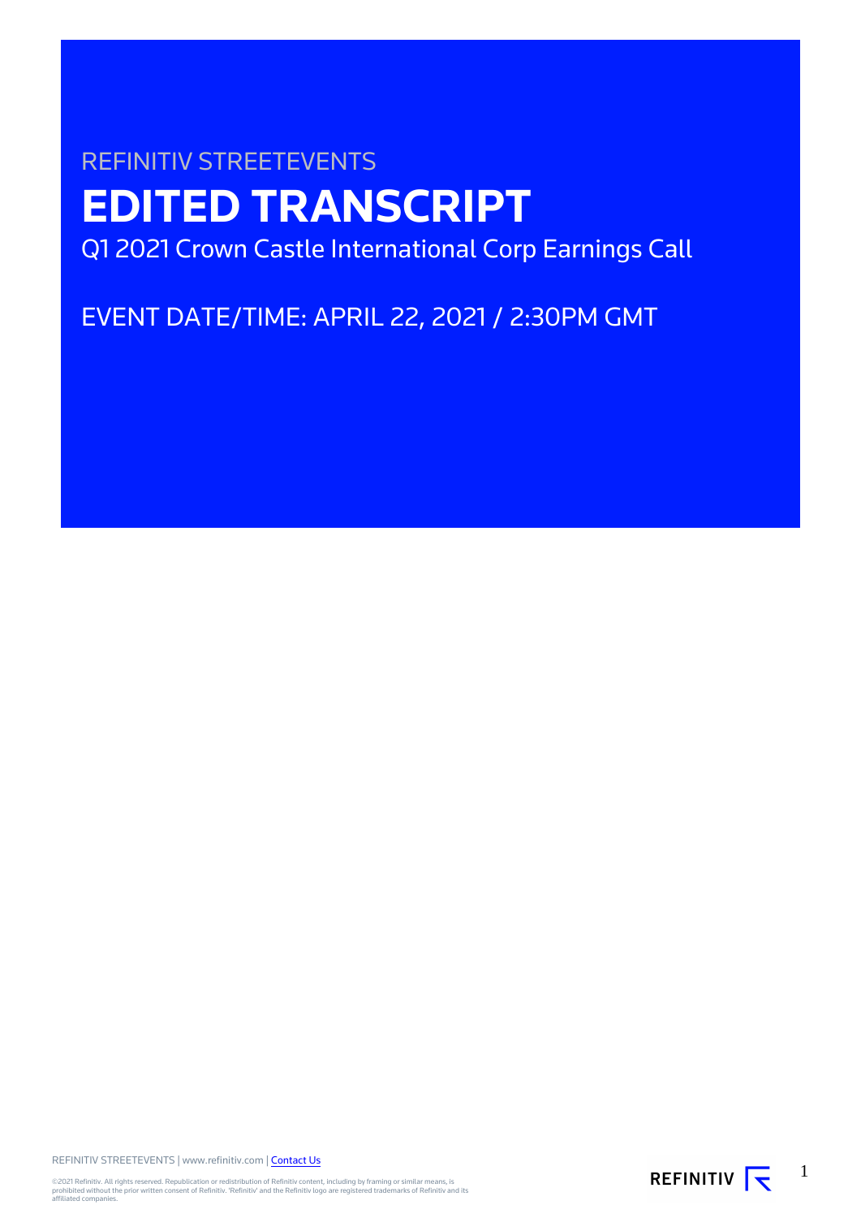REFINITIV STREETEVENTS

# EDITED TRANSCRIPT

Q1 2021 Crown Castle International Corp Earnings Call

EVENT DATE/TIME: APRIL 22, 2021 / 2:30PM GMT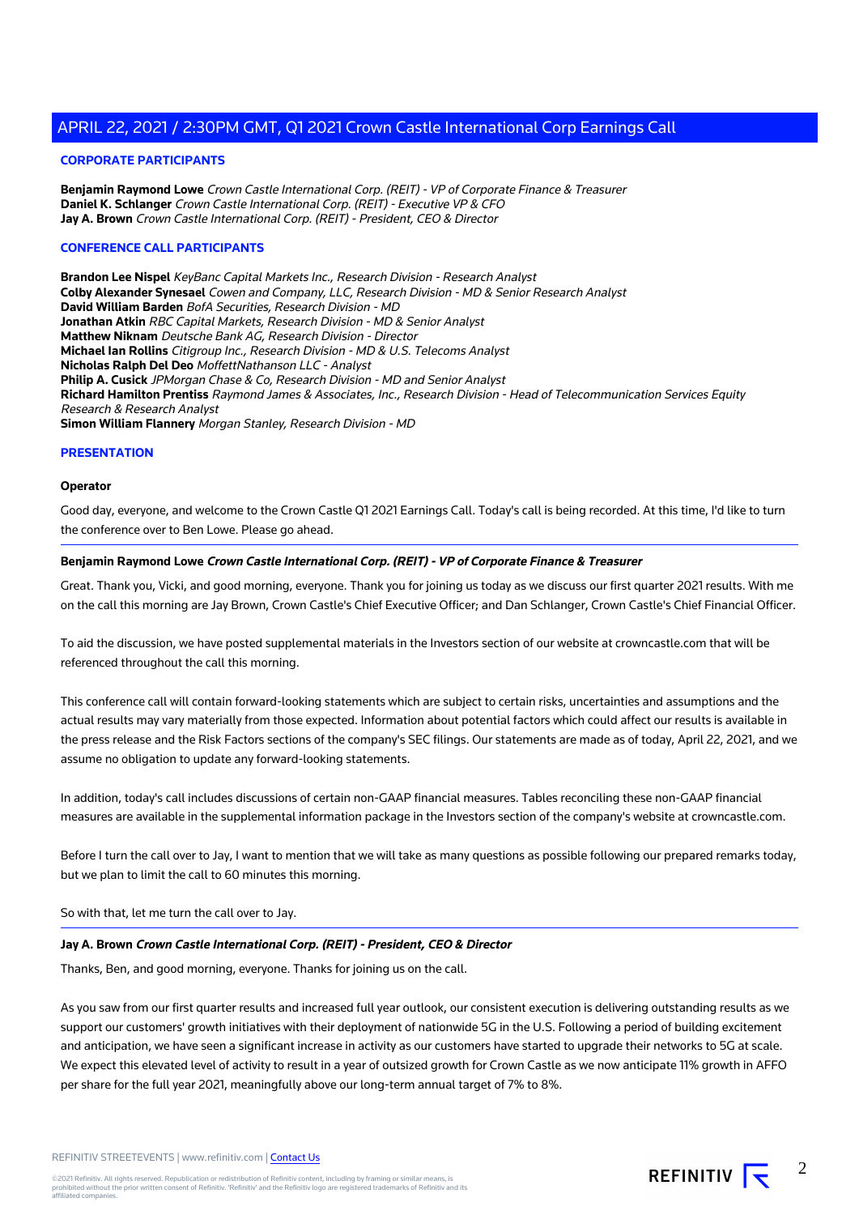## CORPORATE PARTICIPANTS

**Benjamin Raymond Lowe** *Crown Castle International Corp. (REIT) - VP of Corporate Finance & Treasurer*
**Daniel K. Schlanger** *Crown Castle International Corp. (REIT) - Executive VP & CFO*
**Jay A. Brown** *Crown Castle International Corp. (REIT) - President, CEO & Director*

## CONFERENCE CALL PARTICIPANTS

**Brandon Lee Nispel** *KeyBanc Capital Markets Inc., Research Division - Research Analyst*
**Colby Alexander Synesael** *Cowen and Company, LLC, Research Division - MD & Senior Research Analyst*
**David William Barden** *BofA Securities, Research Division - MD*
**Jonathan Atkin** *RBC Capital Markets, Research Division - MD & Senior Analyst*
**Matthew Niknam** *Deutsche Bank AG, Research Division - Director*
**Michael Ian Rollins** *Citigroup Inc., Research Division - MD & U.S. Telecoms Analyst*
**Nicholas Ralph Del Deo** *MoffettNathanson LLC - Analyst*
**Philip A. Cusick** *JPMorgan Chase & Co, Research Division - MD and Senior Analyst*
**Richard Hamilton Prentiss** *Raymond James & Associates, Inc., Research Division - Head of Telecommunication Services Equity Research & Research Analyst*
**Simon William Flannery** *Morgan Stanley, Research Division - MD*

## PRESENTATION

**Operator**

Good day, everyone, and welcome to the Crown Castle Q1 2021 Earnings Call. Today's call is being recorded. At this time, I'd like to turn the conference over to Ben Lowe. Please go ahead.

---

**Benjamin Raymond Lowe** ***Crown Castle International Corp. (REIT) - VP of Corporate Finance & Treasurer***

Great. Thank you, Vicki, and good morning, everyone. Thank you for joining us today as we discuss our first quarter 2021 results. With me on the call this morning are Jay Brown, Crown Castle's Chief Executive Officer; and Dan Schlanger, Crown Castle's Chief Financial Officer.

To aid the discussion, we have posted supplemental materials in the Investors section of our website at crowncastle.com that will be referenced throughout the call this morning.

This conference call will contain forward-looking statements which are subject to certain risks, uncertainties and assumptions and the actual results may vary materially from those expected. Information about potential factors which could affect our results is available in the press release and the Risk Factors sections of the company's SEC filings. Our statements are made as of today, April 22, 2021, and we assume no obligation to update any forward-looking statements.

In addition, today's call includes discussions of certain non-GAAP financial measures. Tables reconciling these non-GAAP financial measures are available in the supplemental information package in the Investors section of the company's website at crowncastle.com.

Before I turn the call over to Jay, I want to mention that we will take as many questions as possible following our prepared remarks today, but we plan to limit the call to 60 minutes this morning.

So with that, let me turn the call over to Jay.

---

**Jay A. Brown** ***Crown Castle International Corp. (REIT) - President, CEO & Director***

Thanks, Ben, and good morning, everyone. Thanks for joining us on the call.

As you saw from our first quarter results and increased full year outlook, our consistent execution is delivering outstanding results as we support our customers' growth initiatives with their deployment of nationwide 5G in the U.S. Following a period of building excitement and anticipation, we have seen a significant increase in activity as our customers have started to upgrade their networks to 5G at scale. We expect this elevated level of activity to result in a year of outsized growth for Crown Castle as we now anticipate 11% growth in AFFO per share for the full year 2021, meaningfully above our long-term annual target of 7% to 8%.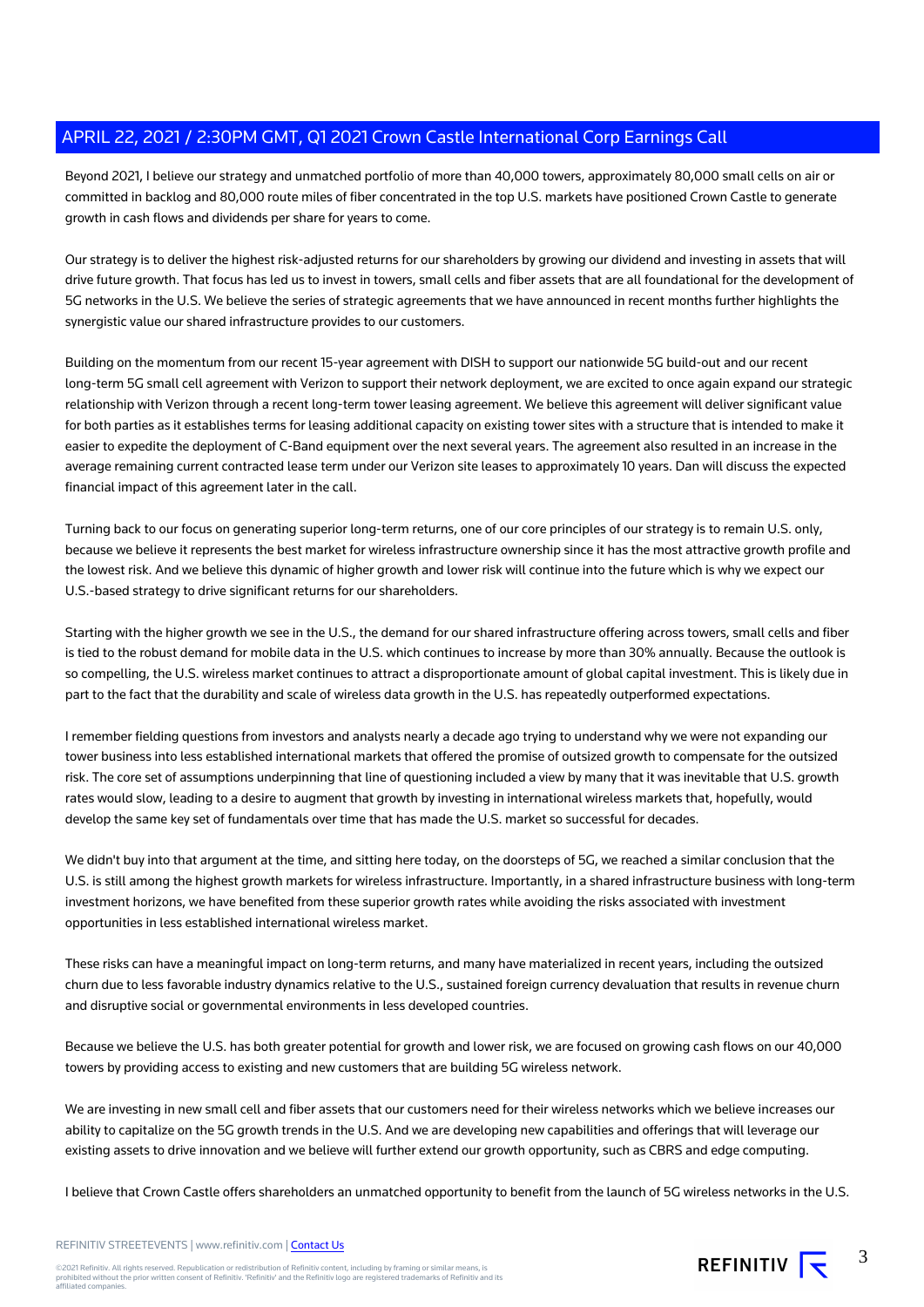Beyond 2021, I believe our strategy and unmatched portfolio of more than 40,000 towers, approximately 80,000 small cells on air or committed in backlog and 80,000 route miles of fiber concentrated in the top U.S. markets have positioned Crown Castle to generate growth in cash flows and dividends per share for years to come.

Our strategy is to deliver the highest risk-adjusted returns for our shareholders by growing our dividend and investing in assets that will drive future growth. That focus has led us to invest in towers, small cells and fiber assets that are all foundational for the development of 5G networks in the U.S. We believe the series of strategic agreements that we have announced in recent months further highlights the synergistic value our shared infrastructure provides to our customers.

Building on the momentum from our recent 15-year agreement with DISH to support our nationwide 5G build-out and our recent long-term 5G small cell agreement with Verizon to support their network deployment, we are excited to once again expand our strategic relationship with Verizon through a recent long-term tower leasing agreement. We believe this agreement will deliver significant value for both parties as it establishes terms for leasing additional capacity on existing tower sites with a structure that is intended to make it easier to expedite the deployment of C-Band equipment over the next several years. The agreement also resulted in an increase in the average remaining current contracted lease term under our Verizon site leases to approximately 10 years. Dan will discuss the expected financial impact of this agreement later in the call.

Turning back to our focus on generating superior long-term returns, one of our core principles of our strategy is to remain U.S. only, because we believe it represents the best market for wireless infrastructure ownership since it has the most attractive growth profile and the lowest risk. And we believe this dynamic of higher growth and lower risk will continue into the future which is why we expect our U.S.-based strategy to drive significant returns for our shareholders.

Starting with the higher growth we see in the U.S., the demand for our shared infrastructure offering across towers, small cells and fiber is tied to the robust demand for mobile data in the U.S. which continues to increase by more than 30% annually. Because the outlook is so compelling, the U.S. wireless market continues to attract a disproportionate amount of global capital investment. This is likely due in part to the fact that the durability and scale of wireless data growth in the U.S. has repeatedly outperformed expectations.

I remember fielding questions from investors and analysts nearly a decade ago trying to understand why we were not expanding our tower business into less established international markets that offered the promise of outsized growth to compensate for the outsized risk. The core set of assumptions underpinning that line of questioning included a view by many that it was inevitable that U.S. growth rates would slow, leading to a desire to augment that growth by investing in international wireless markets that, hopefully, would develop the same key set of fundamentals over time that has made the U.S. market so successful for decades.

We didn't buy into that argument at the time, and sitting here today, on the doorsteps of 5G, we reached a similar conclusion that the U.S. is still among the highest growth markets for wireless infrastructure. Importantly, in a shared infrastructure business with long-term investment horizons, we have benefited from these superior growth rates while avoiding the risks associated with investment opportunities in less established international wireless market.

These risks can have a meaningful impact on long-term returns, and many have materialized in recent years, including the outsized churn due to less favorable industry dynamics relative to the U.S., sustained foreign currency devaluation that results in revenue churn and disruptive social or governmental environments in less developed countries.

Because we believe the U.S. has both greater potential for growth and lower risk, we are focused on growing cash flows on our 40,000 towers by providing access to existing and new customers that are building 5G wireless network.

We are investing in new small cell and fiber assets that our customers need for their wireless networks which we believe increases our ability to capitalize on the 5G growth trends in the U.S. And we are developing new capabilities and offerings that will leverage our existing assets to drive innovation and we believe will further extend our growth opportunity, such as CBRS and edge computing.

I believe that Crown Castle offers shareholders an unmatched opportunity to benefit from the launch of 5G wireless networks in the U.S.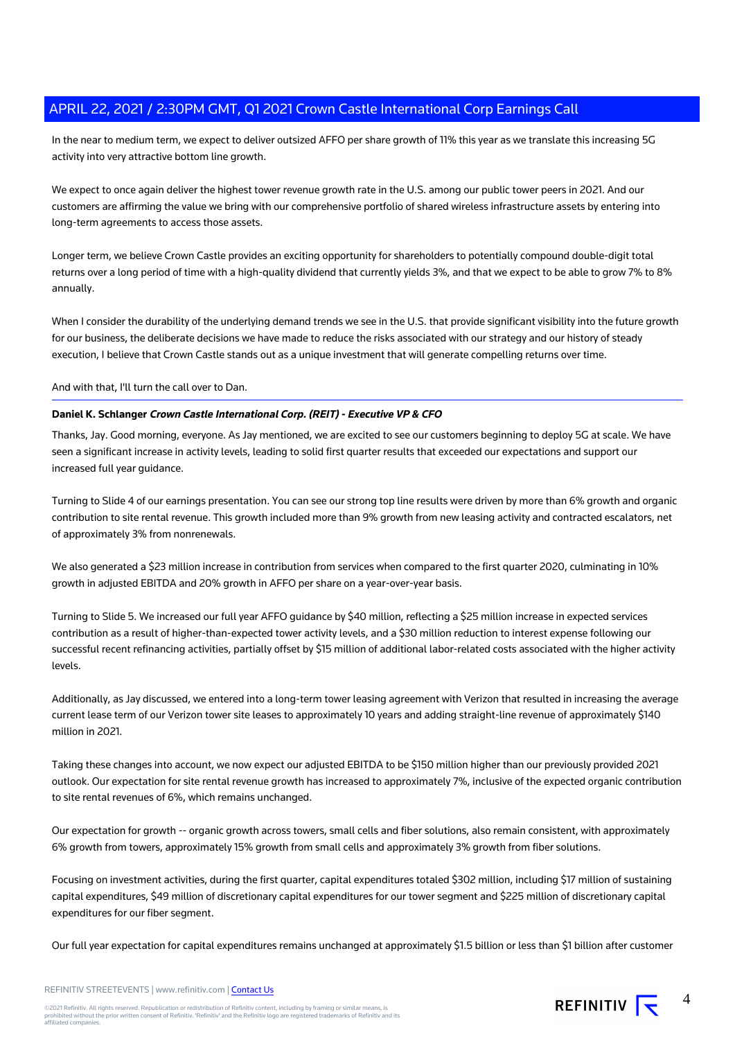In the near to medium term, we expect to deliver outsized AFFO per share growth of 11% this year as we translate this increasing 5G activity into very attractive bottom line growth.

We expect to once again deliver the highest tower revenue growth rate in the U.S. among our public tower peers in 2021. And our customers are affirming the value we bring with our comprehensive portfolio of shared wireless infrastructure assets by entering into long-term agreements to access those assets.

Longer term, we believe Crown Castle provides an exciting opportunity for shareholders to potentially compound double-digit total returns over a long period of time with a high-quality dividend that currently yields 3%, and that we expect to be able to grow 7% to 8% annually.

When I consider the durability of the underlying demand trends we see in the U.S. that provide significant visibility into the future growth for our business, the deliberate decisions we have made to reduce the risks associated with our strategy and our history of steady execution, I believe that Crown Castle stands out as a unique investment that will generate compelling returns over time.

And with that, I'll turn the call over to Dan.

---

**Daniel K. Schlanger** ***Crown Castle International Corp. (REIT) - Executive VP & CFO***

Thanks, Jay. Good morning, everyone. As Jay mentioned, we are excited to see our customers beginning to deploy 5G at scale. We have seen a significant increase in activity levels, leading to solid first quarter results that exceeded our expectations and support our increased full year guidance.

Turning to Slide 4 of our earnings presentation. You can see our strong top line results were driven by more than 6% growth and organic contribution to site rental revenue. This growth included more than 9% growth from new leasing activity and contracted escalators, net of approximately 3% from nonrenewals.

We also generated a $23 million increase in contribution from services when compared to the first quarter 2020, culminating in 10% growth in adjusted EBITDA and 20% growth in AFFO per share on a year-over-year basis.

Turning to Slide 5. We increased our full year AFFO guidance by $40 million, reflecting a $25 million increase in expected services contribution as a result of higher-than-expected tower activity levels, and a $30 million reduction to interest expense following our successful recent refinancing activities, partially offset by $15 million of additional labor-related costs associated with the higher activity levels.

Additionally, as Jay discussed, we entered into a long-term tower leasing agreement with Verizon that resulted in increasing the average current lease term of our Verizon tower site leases to approximately 10 years and adding straight-line revenue of approximately $140 million in 2021.

Taking these changes into account, we now expect our adjusted EBITDA to be $150 million higher than our previously provided 2021 outlook. Our expectation for site rental revenue growth has increased to approximately 7%, inclusive of the expected organic contribution to site rental revenues of 6%, which remains unchanged.

Our expectation for growth -- organic growth across towers, small cells and fiber solutions, also remain consistent, with approximately 6% growth from towers, approximately 15% growth from small cells and approximately 3% growth from fiber solutions.

Focusing on investment activities, during the first quarter, capital expenditures totaled $302 million, including $17 million of sustaining capital expenditures, $49 million of discretionary capital expenditures for our tower segment and $225 million of discretionary capital expenditures for our fiber segment.

Our full year expectation for capital expenditures remains unchanged at approximately $1.5 billion or less than $1 billion after customer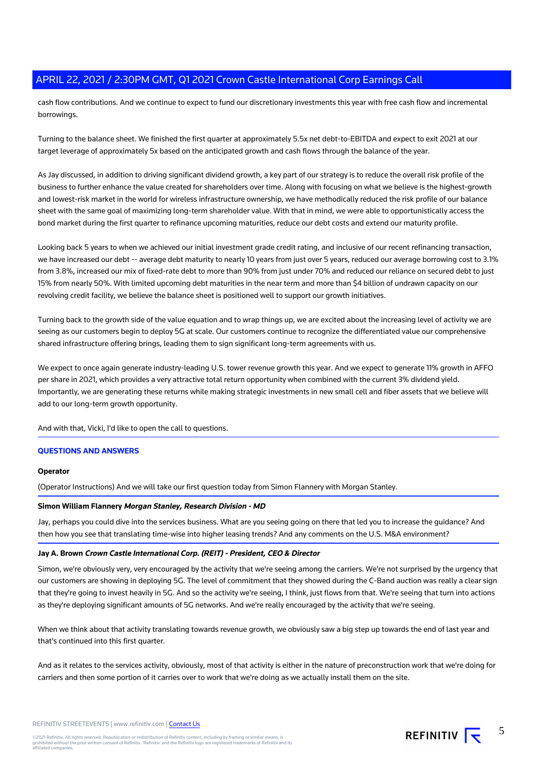cash flow contributions. And we continue to expect to fund our discretionary investments this year with free cash flow and incremental borrowings.

Turning to the balance sheet. We finished the first quarter at approximately 5.5x net debt-to-EBITDA and expect to exit 2021 at our target leverage of approximately 5x based on the anticipated growth and cash flows through the balance of the year.

As Jay discussed, in addition to driving significant dividend growth, a key part of our strategy is to reduce the overall risk profile of the business to further enhance the value created for shareholders over time. Along with focusing on what we believe is the highest-growth and lowest-risk market in the world for wireless infrastructure ownership, we have methodically reduced the risk profile of our balance sheet with the same goal of maximizing long-term shareholder value. With that in mind, we were able to opportunistically access the bond market during the first quarter to refinance upcoming maturities, reduce our debt costs and extend our maturity profile.

Looking back 5 years to when we achieved our initial investment grade credit rating, and inclusive of our recent refinancing transaction, we have increased our debt -- average debt maturity to nearly 10 years from just over 5 years, reduced our average borrowing cost to 3.1% from 3.8%, increased our mix of fixed-rate debt to more than 90% from just under 70% and reduced our reliance on secured debt to just 15% from nearly 50%. With limited upcoming debt maturities in the near term and more than $4 billion of undrawn capacity on our revolving credit facility, we believe the balance sheet is positioned well to support our growth initiatives.

Turning back to the growth side of the value equation and to wrap things up, we are excited about the increasing level of activity we are seeing as our customers begin to deploy 5G at scale. Our customers continue to recognize the differentiated value our comprehensive shared infrastructure offering brings, leading them to sign significant long-term agreements with us.

We expect to once again generate industry-leading U.S. tower revenue growth this year. And we expect to generate 11% growth in AFFO per share in 2021, which provides a very attractive total return opportunity when combined with the current 3% dividend yield. Importantly, we are generating these returns while making strategic investments in new small cell and fiber assets that we believe will add to our long-term growth opportunity.

And with that, Vicki, I'd like to open the call to questions.

## QUESTIONS AND ANSWERS

**Operator**

(Operator Instructions) And we will take our first question today from Simon Flannery with Morgan Stanley.

**Simon William Flannery** ***Morgan Stanley, Research Division - MD***

Jay, perhaps you could dive into the services business. What are you seeing going on there that led you to increase the guidance? And then how you see that translating time-wise into higher leasing trends? And any comments on the U.S. M&A environment?

**Jay A. Brown** ***Crown Castle International Corp. (REIT) - President, CEO & Director***

Simon, we're obviously very, very encouraged by the activity that we're seeing among the carriers. We're not surprised by the urgency that our customers are showing in deploying 5G. The level of commitment that they showed during the C-Band auction was really a clear sign that they're going to invest heavily in 5G. And so the activity we're seeing, I think, just flows from that. We're seeing that turn into actions as they're deploying significant amounts of 5G networks. And we're really encouraged by the activity that we're seeing.

When we think about that activity translating towards revenue growth, we obviously saw a big step up towards the end of last year and that's continued into this first quarter.

And as it relates to the services activity, obviously, most of that activity is either in the nature of preconstruction work that we're doing for carriers and then some portion of it carries over to work that we're doing as we actually install them on the site.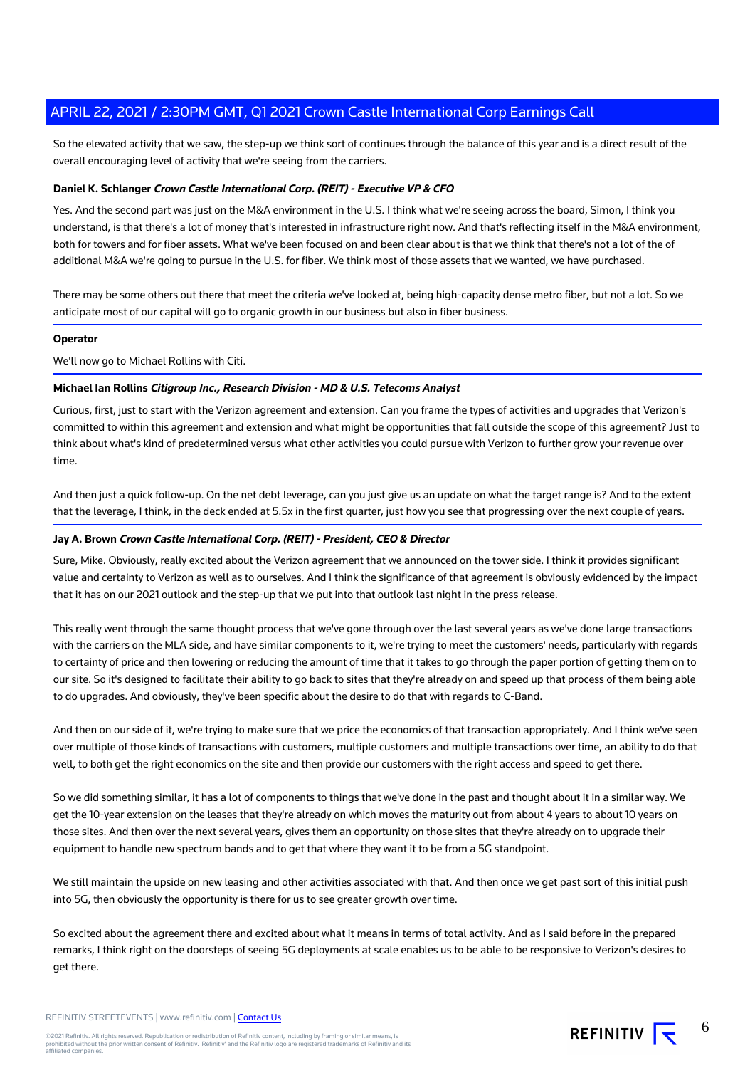So the elevated activity that we saw, the step-up we think sort of continues through the balance of this year and is a direct result of the overall encouraging level of activity that we're seeing from the carriers.

**Daniel K. Schlanger** ***Crown Castle International Corp. (REIT) - Executive VP & CFO***

Yes. And the second part was just on the M&A environment in the U.S. I think what we're seeing across the board, Simon, I think you understand, is that there's a lot of money that's interested in infrastructure right now. And that's reflecting itself in the M&A environment, both for towers and for fiber assets. What we've been focused on and been clear about is that we think that there's not a lot of the of additional M&A we're going to pursue in the U.S. for fiber. We think most of those assets that we wanted, we have purchased.

There may be some others out there that meet the criteria we've looked at, being high-capacity dense metro fiber, but not a lot. So we anticipate most of our capital will go to organic growth in our business but also in fiber business.

**Operator**

We'll now go to Michael Rollins with Citi.

**Michael Ian Rollins** ***Citigroup Inc., Research Division - MD & U.S. Telecoms Analyst***

Curious, first, just to start with the Verizon agreement and extension. Can you frame the types of activities and upgrades that Verizon's committed to within this agreement and extension and what might be opportunities that fall outside the scope of this agreement? Just to think about what's kind of predetermined versus what other activities you could pursue with Verizon to further grow your revenue over time.

And then just a quick follow-up. On the net debt leverage, can you just give us an update on what the target range is? And to the extent that the leverage, I think, in the deck ended at 5.5x in the first quarter, just how you see that progressing over the next couple of years.

**Jay A. Brown** ***Crown Castle International Corp. (REIT) - President, CEO & Director***

Sure, Mike. Obviously, really excited about the Verizon agreement that we announced on the tower side. I think it provides significant value and certainty to Verizon as well as to ourselves. And I think the significance of that agreement is obviously evidenced by the impact that it has on our 2021 outlook and the step-up that we put into that outlook last night in the press release.

This really went through the same thought process that we've gone through over the last several years as we've done large transactions with the carriers on the MLA side, and have similar components to it, we're trying to meet the customers' needs, particularly with regards to certainty of price and then lowering or reducing the amount of time that it takes to go through the paper portion of getting them on to our site. So it's designed to facilitate their ability to go back to sites that they're already on and speed up that process of them being able to do upgrades. And obviously, they've been specific about the desire to do that with regards to C-Band.

And then on our side of it, we're trying to make sure that we price the economics of that transaction appropriately. And I think we've seen over multiple of those kinds of transactions with customers, multiple customers and multiple transactions over time, an ability to do that well, to both get the right economics on the site and then provide our customers with the right access and speed to get there.

So we did something similar, it has a lot of components to things that we've done in the past and thought about it in a similar way. We get the 10-year extension on the leases that they're already on which moves the maturity out from about 4 years to about 10 years on those sites. And then over the next several years, gives them an opportunity on those sites that they're already on to upgrade their equipment to handle new spectrum bands and to get that where they want it to be from a 5G standpoint.

We still maintain the upside on new leasing and other activities associated with that. And then once we get past sort of this initial push into 5G, then obviously the opportunity is there for us to see greater growth over time.

So excited about the agreement there and excited about what it means in terms of total activity. And as I said before in the prepared remarks, I think right on the doorsteps of seeing 5G deployments at scale enables us to be able to be responsive to Verizon's desires to get there.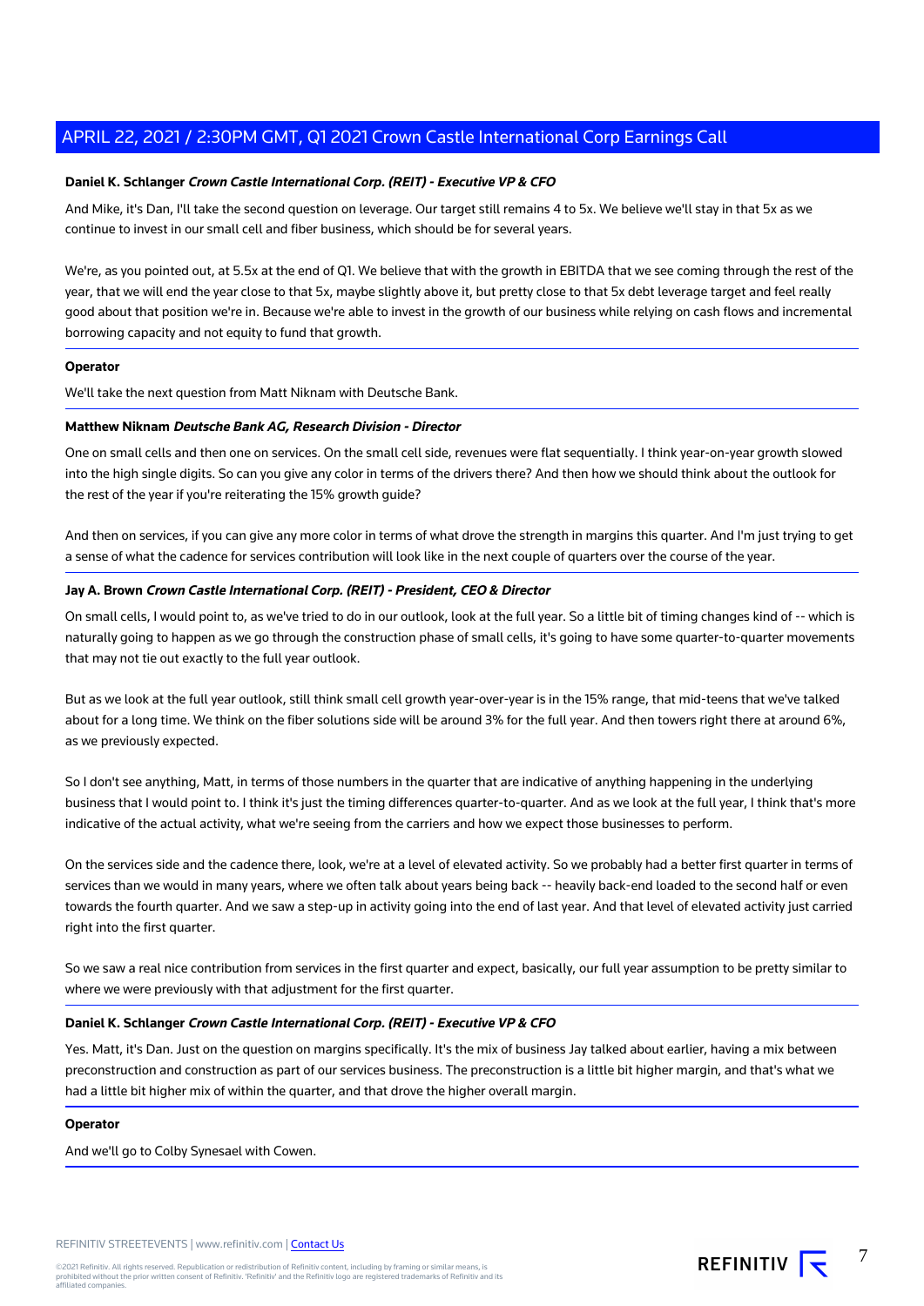**Daniel K. Schlanger** ***Crown Castle International Corp. (REIT) - Executive VP & CFO***

And Mike, it's Dan, I'll take the second question on leverage. Our target still remains 4 to 5x. We believe we'll stay in that 5x as we continue to invest in our small cell and fiber business, which should be for several years.

We're, as you pointed out, at 5.5x at the end of Q1. We believe that with the growth in EBITDA that we see coming through the rest of the year, that we will end the year close to that 5x, maybe slightly above it, but pretty close to that 5x debt leverage target and feel really good about that position we're in. Because we're able to invest in the growth of our business while relying on cash flows and incremental borrowing capacity and not equity to fund that growth.

**Operator**

We'll take the next question from Matt Niknam with Deutsche Bank.

**Matthew Niknam** ***Deutsche Bank AG, Research Division - Director***

One on small cells and then one on services. On the small cell side, revenues were flat sequentially. I think year-on-year growth slowed into the high single digits. So can you give any color in terms of the drivers there? And then how we should think about the outlook for the rest of the year if you're reiterating the 15% growth guide?

And then on services, if you can give any more color in terms of what drove the strength in margins this quarter. And I'm just trying to get a sense of what the cadence for services contribution will look like in the next couple of quarters over the course of the year.

**Jay A. Brown** ***Crown Castle International Corp. (REIT) - President, CEO & Director***

On small cells, I would point to, as we've tried to do in our outlook, look at the full year. So a little bit of timing changes kind of -- which is naturally going to happen as we go through the construction phase of small cells, it's going to have some quarter-to-quarter movements that may not tie out exactly to the full year outlook.

But as we look at the full year outlook, still think small cell growth year-over-year is in the 15% range, that mid-teens that we've talked about for a long time. We think on the fiber solutions side will be around 3% for the full year. And then towers right there at around 6%, as we previously expected.

So I don't see anything, Matt, in terms of those numbers in the quarter that are indicative of anything happening in the underlying business that I would point to. I think it's just the timing differences quarter-to-quarter. And as we look at the full year, I think that's more indicative of the actual activity, what we're seeing from the carriers and how we expect those businesses to perform.

On the services side and the cadence there, look, we're at a level of elevated activity. So we probably had a better first quarter in terms of services than we would in many years, where we often talk about years being back -- heavily back-end loaded to the second half or even towards the fourth quarter. And we saw a step-up in activity going into the end of last year. And that level of elevated activity just carried right into the first quarter.

So we saw a real nice contribution from services in the first quarter and expect, basically, our full year assumption to be pretty similar to where we were previously with that adjustment for the first quarter.

**Daniel K. Schlanger** ***Crown Castle International Corp. (REIT) - Executive VP & CFO***

Yes. Matt, it's Dan. Just on the question on margins specifically. It's the mix of business Jay talked about earlier, having a mix between preconstruction and construction as part of our services business. The preconstruction is a little bit higher margin, and that's what we had a little bit higher mix of within the quarter, and that drove the higher overall margin.

**Operator**

And we'll go to Colby Synesael with Cowen.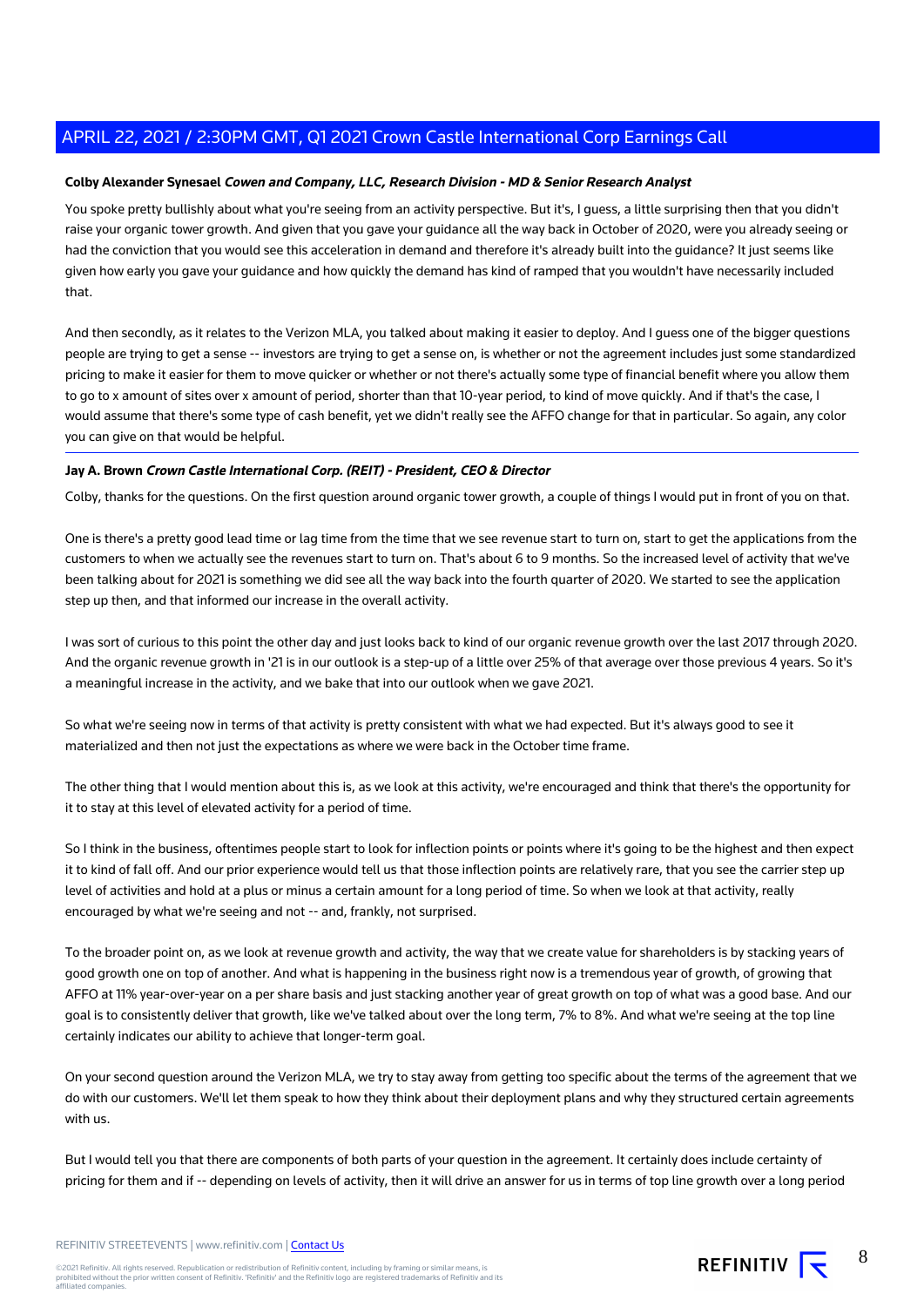**Colby Alexander Synesael** ***Cowen and Company, LLC, Research Division - MD & Senior Research Analyst***

You spoke pretty bullishly about what you're seeing from an activity perspective. But it's, I guess, a little surprising then that you didn't raise your organic tower growth. And given that you gave your guidance all the way back in October of 2020, were you already seeing or had the conviction that you would see this acceleration in demand and therefore it's already built into the guidance? It just seems like given how early you gave your guidance and how quickly the demand has kind of ramped that you wouldn't have necessarily included that.

And then secondly, as it relates to the Verizon MLA, you talked about making it easier to deploy. And I guess one of the bigger questions people are trying to get a sense -- investors are trying to get a sense on, is whether or not the agreement includes just some standardized pricing to make it easier for them to move quicker or whether or not there's actually some type of financial benefit where you allow them to go to x amount of sites over x amount of period, shorter than that 10-year period, to kind of move quickly. And if that's the case, I would assume that there's some type of cash benefit, yet we didn't really see the AFFO change for that in particular. So again, any color you can give on that would be helpful.

---

**Jay A. Brown** ***Crown Castle International Corp. (REIT) - President, CEO & Director***

Colby, thanks for the questions. On the first question around organic tower growth, a couple of things I would put in front of you on that.

One is there's a pretty good lead time or lag time from the time that we see revenue start to turn on, start to get the applications from the customers to when we actually see the revenues start to turn on. That's about 6 to 9 months. So the increased level of activity that we've been talking about for 2021 is something we did see all the way back into the fourth quarter of 2020. We started to see the application step up then, and that informed our increase in the overall activity.

I was sort of curious to this point the other day and just looks back to kind of our organic revenue growth over the last 2017 through 2020. And the organic revenue growth in '21 is in our outlook is a step-up of a little over 25% of that average over those previous 4 years. So it's a meaningful increase in the activity, and we bake that into our outlook when we gave 2021.

So what we're seeing now in terms of that activity is pretty consistent with what we had expected. But it's always good to see it materialized and then not just the expectations as where we were back in the October time frame.

The other thing that I would mention about this is, as we look at this activity, we're encouraged and think that there's the opportunity for it to stay at this level of elevated activity for a period of time.

So I think in the business, oftentimes people start to look for inflection points or points where it's going to be the highest and then expect it to kind of fall off. And our prior experience would tell us that those inflection points are relatively rare, that you see the carrier step up level of activities and hold at a plus or minus a certain amount for a long period of time. So when we look at that activity, really encouraged by what we're seeing and not -- and, frankly, not surprised.

To the broader point on, as we look at revenue growth and activity, the way that we create value for shareholders is by stacking years of good growth one on top of another. And what is happening in the business right now is a tremendous year of growth, of growing that AFFO at 11% year-over-year on a per share basis and just stacking another year of great growth on top of what was a good base. And our goal is to consistently deliver that growth, like we've talked about over the long term, 7% to 8%. And what we're seeing at the top line certainly indicates our ability to achieve that longer-term goal.

On your second question around the Verizon MLA, we try to stay away from getting too specific about the terms of the agreement that we do with our customers. We'll let them speak to how they think about their deployment plans and why they structured certain agreements with us.

But I would tell you that there are components of both parts of your question in the agreement. It certainly does include certainty of pricing for them and if -- depending on levels of activity, then it will drive an answer for us in terms of top line growth over a long period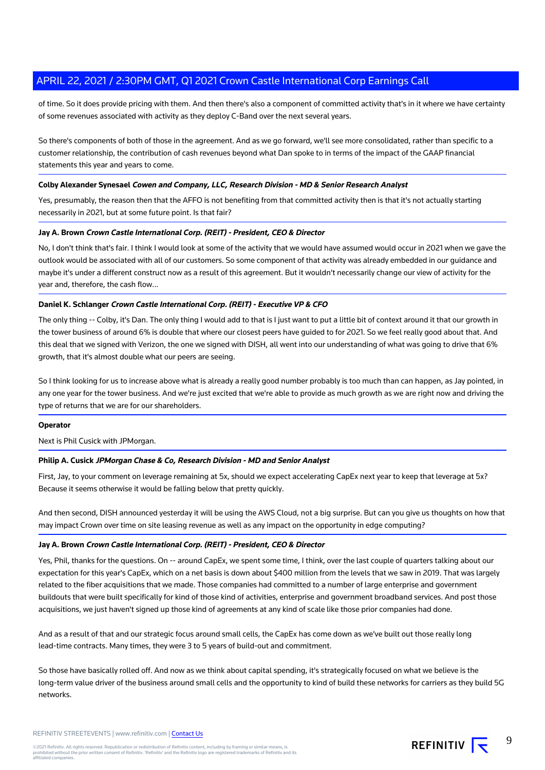of time. So it does provide pricing with them. And then there's also a component of committed activity that's in it where we have certainty of some revenues associated with activity as they deploy C-Band over the next several years.

So there's components of both of those in the agreement. And as we go forward, we'll see more consolidated, rather than specific to a customer relationship, the contribution of cash revenues beyond what Dan spoke to in terms of the impact of the GAAP financial statements this year and years to come.

**Colby Alexander Synesael** ***Cowen and Company, LLC, Research Division - MD & Senior Research Analyst***

Yes, presumably, the reason then that the AFFO is not benefiting from that committed activity then is that it's not actually starting necessarily in 2021, but at some future point. Is that fair?

**Jay A. Brown** ***Crown Castle International Corp. (REIT) - President, CEO & Director***

No, I don't think that's fair. I think I would look at some of the activity that we would have assumed would occur in 2021 when we gave the outlook would be associated with all of our customers. So some component of that activity was already embedded in our guidance and maybe it's under a different construct now as a result of this agreement. But it wouldn't necessarily change our view of activity for the year and, therefore, the cash flow...

**Daniel K. Schlanger** ***Crown Castle International Corp. (REIT) - Executive VP & CFO***

The only thing -- Colby, it's Dan. The only thing I would add to that is I just want to put a little bit of context around it that our growth in the tower business of around 6% is double that where our closest peers have guided to for 2021. So we feel really good about that. And this deal that we signed with Verizon, the one we signed with DISH, all went into our understanding of what was going to drive that 6% growth, that it's almost double what our peers are seeing.

So I think looking for us to increase above what is already a really good number probably is too much than can happen, as Jay pointed, in any one year for the tower business. And we're just excited that we're able to provide as much growth as we are right now and driving the type of returns that we are for our shareholders.

**Operator**

Next is Phil Cusick with JPMorgan.

**Philip A. Cusick** ***JPMorgan Chase & Co, Research Division - MD and Senior Analyst***

First, Jay, to your comment on leverage remaining at 5x, should we expect accelerating CapEx next year to keep that leverage at 5x? Because it seems otherwise it would be falling below that pretty quickly.

And then second, DISH announced yesterday it will be using the AWS Cloud, not a big surprise. But can you give us thoughts on how that may impact Crown over time on site leasing revenue as well as any impact on the opportunity in edge computing?

**Jay A. Brown** ***Crown Castle International Corp. (REIT) - President, CEO & Director***

Yes, Phil, thanks for the questions. On -- around CapEx, we spent some time, I think, over the last couple of quarters talking about our expectation for this year's CapEx, which on a net basis is down about $400 million from the levels that we saw in 2019. That was largely related to the fiber acquisitions that we made. Those companies had committed to a number of large enterprise and government buildouts that were built specifically for kind of those kind of activities, enterprise and government broadband services. And post those acquisitions, we just haven't signed up those kind of agreements at any kind of scale like those prior companies had done.

And as a result of that and our strategic focus around small cells, the CapEx has come down as we've built out those really long lead-time contracts. Many times, they were 3 to 5 years of build-out and commitment.

So those have basically rolled off. And now as we think about capital spending, it's strategically focused on what we believe is the long-term value driver of the business around small cells and the opportunity to kind of build these networks for carriers as they build 5G networks.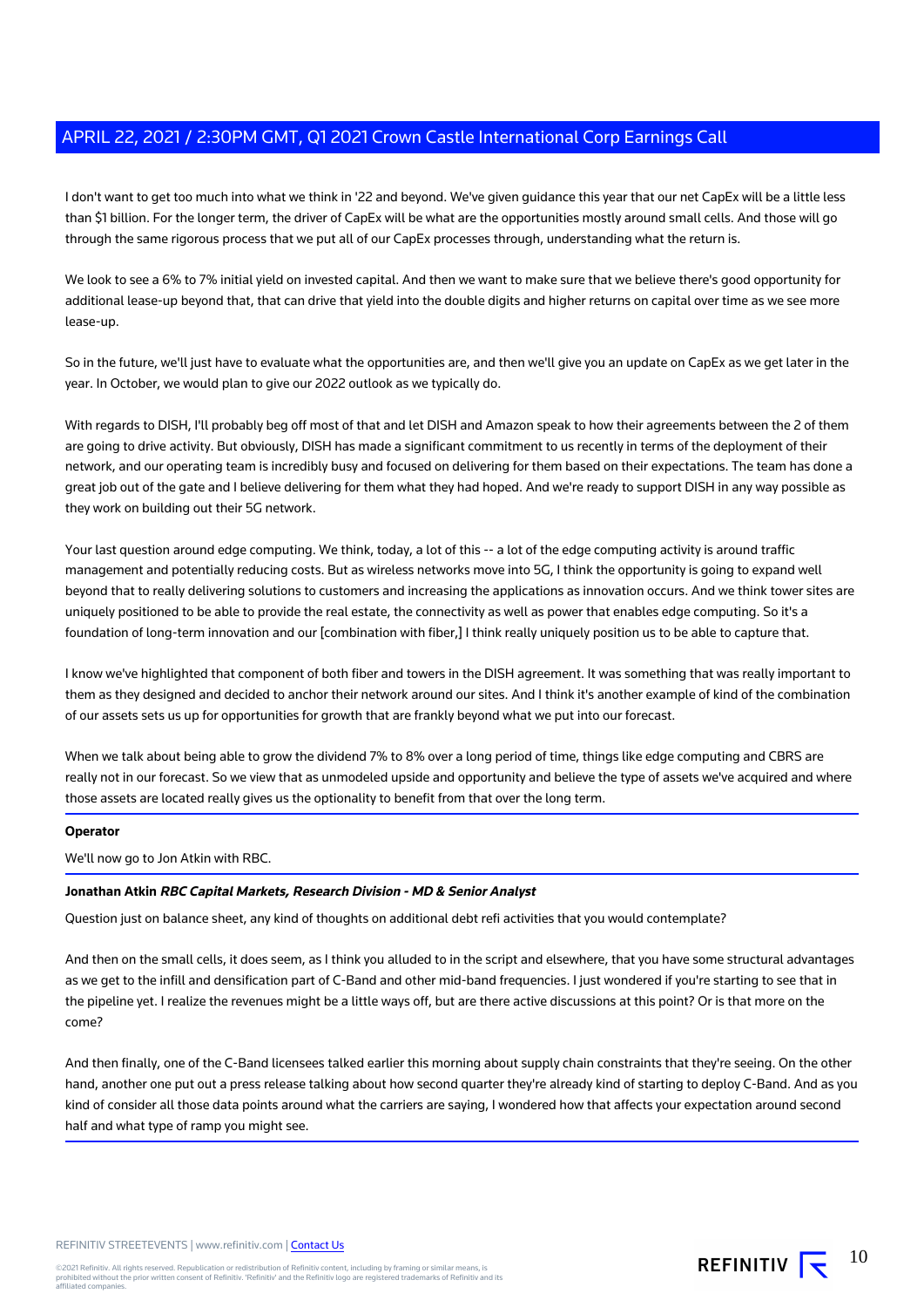I don't want to get too much into what we think in '22 and beyond. We've given guidance this year that our net CapEx will be a little less than $1 billion. For the longer term, the driver of CapEx will be what are the opportunities mostly around small cells. And those will go through the same rigorous process that we put all of our CapEx processes through, understanding what the return is.

We look to see a 6% to 7% initial yield on invested capital. And then we want to make sure that we believe there's good opportunity for additional lease-up beyond that, that can drive that yield into the double digits and higher returns on capital over time as we see more lease-up.

So in the future, we'll just have to evaluate what the opportunities are, and then we'll give you an update on CapEx as we get later in the year. In October, we would plan to give our 2022 outlook as we typically do.

With regards to DISH, I'll probably beg off most of that and let DISH and Amazon speak to how their agreements between the 2 of them are going to drive activity. But obviously, DISH has made a significant commitment to us recently in terms of the deployment of their network, and our operating team is incredibly busy and focused on delivering for them based on their expectations. The team has done a great job out of the gate and I believe delivering for them what they had hoped. And we're ready to support DISH in any way possible as they work on building out their 5G network.

Your last question around edge computing. We think, today, a lot of this -- a lot of the edge computing activity is around traffic management and potentially reducing costs. But as wireless networks move into 5G, I think the opportunity is going to expand well beyond that to really delivering solutions to customers and increasing the applications as innovation occurs. And we think tower sites are uniquely positioned to be able to provide the real estate, the connectivity as well as power that enables edge computing. So it's a foundation of long-term innovation and our [combination with fiber,] I think really uniquely position us to be able to capture that.

I know we've highlighted that component of both fiber and towers in the DISH agreement. It was something that was really important to them as they designed and decided to anchor their network around our sites. And I think it's another example of kind of the combination of our assets sets us up for opportunities for growth that are frankly beyond what we put into our forecast.

When we talk about being able to grow the dividend 7% to 8% over a long period of time, things like edge computing and CBRS are really not in our forecast. So we view that as unmodeled upside and opportunity and believe the type of assets we've acquired and where those assets are located really gives us the optionality to benefit from that over the long term.

---

**Operator**

We'll now go to Jon Atkin with RBC.

---

**Jonathan Atkin** ***RBC Capital Markets, Research Division - MD & Senior Analyst***

Question just on balance sheet, any kind of thoughts on additional debt refi activities that you would contemplate?

And then on the small cells, it does seem, as I think you alluded to in the script and elsewhere, that you have some structural advantages as we get to the infill and densification part of C-Band and other mid-band frequencies. I just wondered if you're starting to see that in the pipeline yet. I realize the revenues might be a little ways off, but are there active discussions at this point? Or is that more on the come?

And then finally, one of the C-Band licensees talked earlier this morning about supply chain constraints that they're seeing. On the other hand, another one put out a press release talking about how second quarter they're already kind of starting to deploy C-Band. And as you kind of consider all those data points around what the carriers are saying, I wondered how that affects your expectation around second half and what type of ramp you might see.

---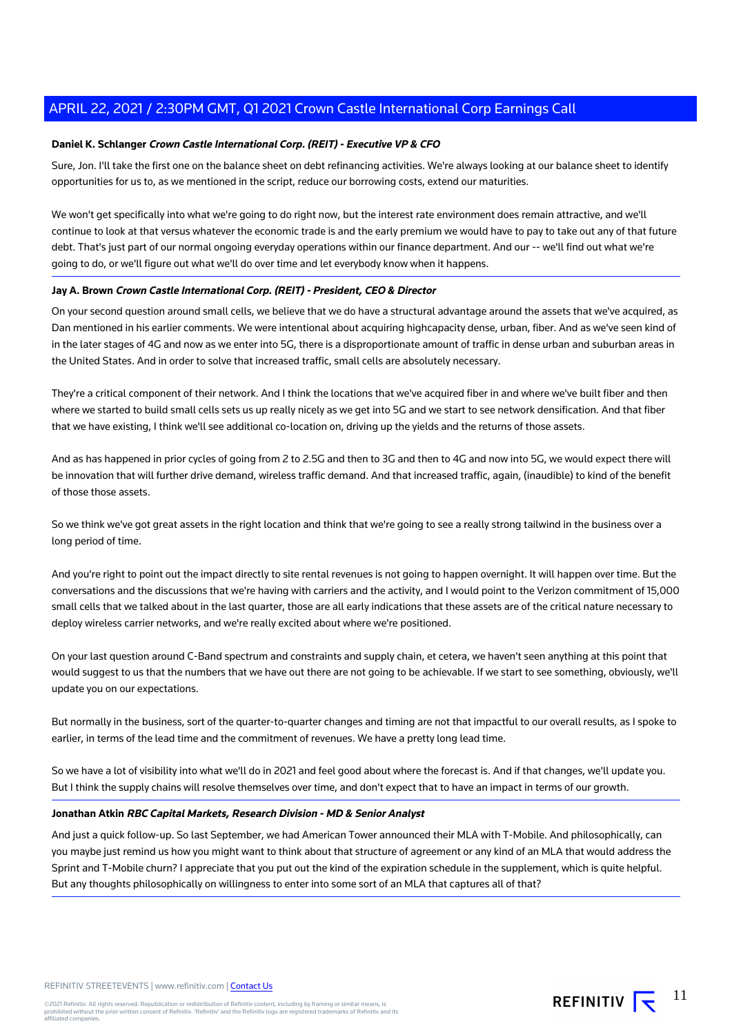**Daniel K. Schlanger** ***Crown Castle International Corp. (REIT) - Executive VP & CFO***

Sure, Jon. I'll take the first one on the balance sheet on debt refinancing activities. We're always looking at our balance sheet to identify opportunities for us to, as we mentioned in the script, reduce our borrowing costs, extend our maturities.

We won't get specifically into what we're going to do right now, but the interest rate environment does remain attractive, and we'll continue to look at that versus whatever the economic trade is and the early premium we would have to pay to take out any of that future debt. That's just part of our normal ongoing everyday operations within our finance department. And our -- we'll find out what we're going to do, or we'll figure out what we'll do over time and let everybody know when it happens.

**Jay A. Brown** ***Crown Castle International Corp. (REIT) - President, CEO & Director***

On your second question around small cells, we believe that we do have a structural advantage around the assets that we've acquired, as Dan mentioned in his earlier comments. We were intentional about acquiring highcapacity dense, urban, fiber. And as we've seen kind of in the later stages of 4G and now as we enter into 5G, there is a disproportionate amount of traffic in dense urban and suburban areas in the United States. And in order to solve that increased traffic, small cells are absolutely necessary.

They're a critical component of their network. And I think the locations that we've acquired fiber in and where we've built fiber and then where we started to build small cells sets us up really nicely as we get into 5G and we start to see network densification. And that fiber that we have existing, I think we'll see additional co-location on, driving up the yields and the returns of those assets.

And as has happened in prior cycles of going from 2 to 2.5G and then to 3G and then to 4G and now into 5G, we would expect there will be innovation that will further drive demand, wireless traffic demand. And that increased traffic, again, (inaudible) to kind of the benefit of those those assets.

So we think we've got great assets in the right location and think that we're going to see a really strong tailwind in the business over a long period of time.

And you're right to point out the impact directly to site rental revenues is not going to happen overnight. It will happen over time. But the conversations and the discussions that we're having with carriers and the activity, and I would point to the Verizon commitment of 15,000 small cells that we talked about in the last quarter, those are all early indications that these assets are of the critical nature necessary to deploy wireless carrier networks, and we're really excited about where we're positioned.

On your last question around C-Band spectrum and constraints and supply chain, et cetera, we haven't seen anything at this point that would suggest to us that the numbers that we have out there are not going to be achievable. If we start to see something, obviously, we'll update you on our expectations.

But normally in the business, sort of the quarter-to-quarter changes and timing are not that impactful to our overall results, as I spoke to earlier, in terms of the lead time and the commitment of revenues. We have a pretty long lead time.

So we have a lot of visibility into what we'll do in 2021 and feel good about where the forecast is. And if that changes, we'll update you. But I think the supply chains will resolve themselves over time, and don't expect that to have an impact in terms of our growth.

**Jonathan Atkin** ***RBC Capital Markets, Research Division - MD & Senior Analyst***

And just a quick follow-up. So last September, we had American Tower announced their MLA with T-Mobile. And philosophically, can you maybe just remind us how you might want to think about that structure of agreement or any kind of an MLA that would address the Sprint and T-Mobile churn? I appreciate that you put out the kind of the expiration schedule in the supplement, which is quite helpful. But any thoughts philosophically on willingness to enter into some sort of an MLA that captures all of that?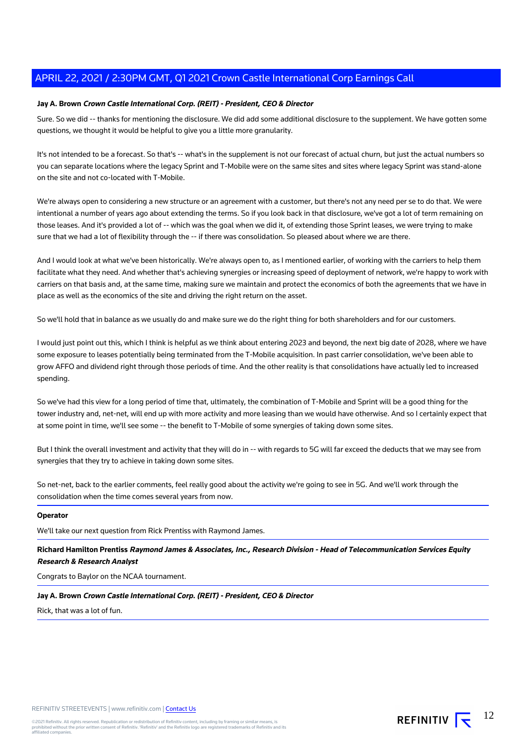**Jay A. Brown** ***Crown Castle International Corp. (REIT) - President, CEO & Director***

Sure. So we did -- thanks for mentioning the disclosure. We did add some additional disclosure to the supplement. We have gotten some questions, we thought it would be helpful to give you a little more granularity.

It's not intended to be a forecast. So that's -- what's in the supplement is not our forecast of actual churn, but just the actual numbers so you can separate locations where the legacy Sprint and T-Mobile were on the same sites and sites where legacy Sprint was stand-alone on the site and not co-located with T-Mobile.

We're always open to considering a new structure or an agreement with a customer, but there's not any need per se to do that. We were intentional a number of years ago about extending the terms. So if you look back in that disclosure, we've got a lot of term remaining on those leases. And it's provided a lot of -- which was the goal when we did it, of extending those Sprint leases, we were trying to make sure that we had a lot of flexibility through the -- if there was consolidation. So pleased about where we are there.

And I would look at what we've been historically. We're always open to, as I mentioned earlier, of working with the carriers to help them facilitate what they need. And whether that's achieving synergies or increasing speed of deployment of network, we're happy to work with carriers on that basis and, at the same time, making sure we maintain and protect the economics of both the agreements that we have in place as well as the economics of the site and driving the right return on the asset.

So we'll hold that in balance as we usually do and make sure we do the right thing for both shareholders and for our customers.

I would just point out this, which I think is helpful as we think about entering 2023 and beyond, the next big date of 2028, where we have some exposure to leases potentially being terminated from the T-Mobile acquisition. In past carrier consolidation, we've been able to grow AFFO and dividend right through those periods of time. And the other reality is that consolidations have actually led to increased spending.

So we've had this view for a long period of time that, ultimately, the combination of T-Mobile and Sprint will be a good thing for the tower industry and, net-net, will end up with more activity and more leasing than we would have otherwise. And so I certainly expect that at some point in time, we'll see some -- the benefit to T-Mobile of some synergies of taking down some sites.

But I think the overall investment and activity that they will do in -- with regards to 5G will far exceed the deducts that we may see from synergies that they try to achieve in taking down some sites.

So net-net, back to the earlier comments, feel really good about the activity we're going to see in 5G. And we'll work through the consolidation when the time comes several years from now.

**Operator**

We'll take our next question from Rick Prentiss with Raymond James.

**Richard Hamilton Prentiss** ***Raymond James & Associates, Inc., Research Division - Head of Telecommunication Services Equity Research & Research Analyst***

Congrats to Baylor on the NCAA tournament.

**Jay A. Brown** ***Crown Castle International Corp. (REIT) - President, CEO & Director***

Rick, that was a lot of fun.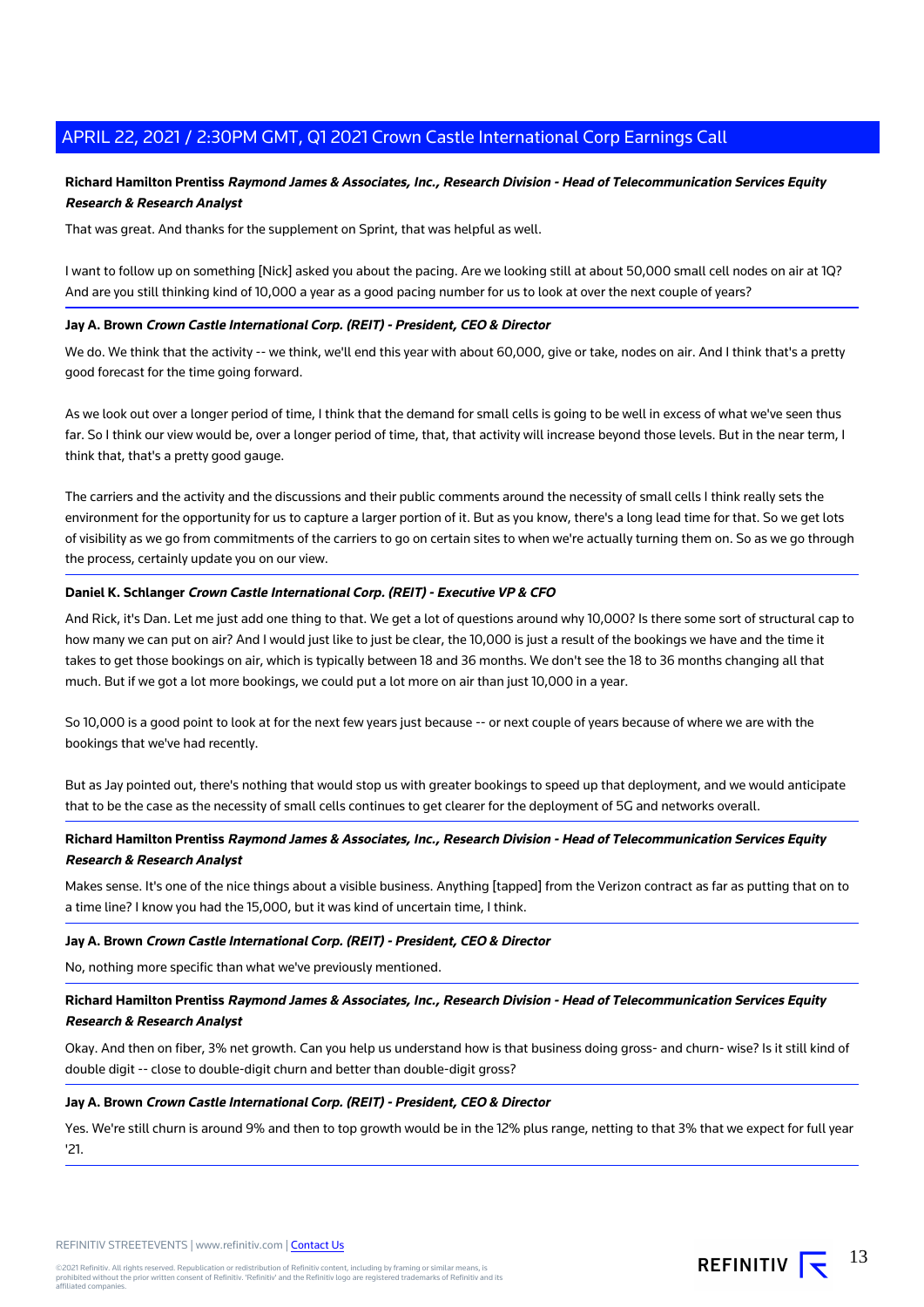**Richard Hamilton Prentiss** ***Raymond James & Associates, Inc., Research Division - Head of Telecommunication Services Equity Research & Research Analyst***

That was great. And thanks for the supplement on Sprint, that was helpful as well.

I want to follow up on something [Nick] asked you about the pacing. Are we looking still at about 50,000 small cell nodes on air at 1Q? And are you still thinking kind of 10,000 a year as a good pacing number for us to look at over the next couple of years?

**Jay A. Brown** ***Crown Castle International Corp. (REIT) - President, CEO & Director***

We do. We think that the activity -- we think, we'll end this year with about 60,000, give or take, nodes on air. And I think that's a pretty good forecast for the time going forward.

As we look out over a longer period of time, I think that the demand for small cells is going to be well in excess of what we've seen thus far. So I think our view would be, over a longer period of time, that, that activity will increase beyond those levels. But in the near term, I think that, that's a pretty good gauge.

The carriers and the activity and the discussions and their public comments around the necessity of small cells I think really sets the environment for the opportunity for us to capture a larger portion of it. But as you know, there's a long lead time for that. So we get lots of visibility as we go from commitments of the carriers to go on certain sites to when we're actually turning them on. So as we go through the process, certainly update you on our view.

**Daniel K. Schlanger** ***Crown Castle International Corp. (REIT) - Executive VP & CFO***

And Rick, it's Dan. Let me just add one thing to that. We get a lot of questions around why 10,000? Is there some sort of structural cap to how many we can put on air? And I would just like to just be clear, the 10,000 is just a result of the bookings we have and the time it takes to get those bookings on air, which is typically between 18 and 36 months. We don't see the 18 to 36 months changing all that much. But if we got a lot more bookings, we could put a lot more on air than just 10,000 in a year.

So 10,000 is a good point to look at for the next few years just because -- or next couple of years because of where we are with the bookings that we've had recently.

But as Jay pointed out, there's nothing that would stop us with greater bookings to speed up that deployment, and we would anticipate that to be the case as the necessity of small cells continues to get clearer for the deployment of 5G and networks overall.

**Richard Hamilton Prentiss** ***Raymond James & Associates, Inc., Research Division - Head of Telecommunication Services Equity Research & Research Analyst***

Makes sense. It's one of the nice things about a visible business. Anything [tapped] from the Verizon contract as far as putting that on to a time line? I know you had the 15,000, but it was kind of uncertain time, I think.

**Jay A. Brown** ***Crown Castle International Corp. (REIT) - President, CEO & Director***

No, nothing more specific than what we've previously mentioned.

**Richard Hamilton Prentiss** ***Raymond James & Associates, Inc., Research Division - Head of Telecommunication Services Equity Research & Research Analyst***

Okay. And then on fiber, 3% net growth. Can you help us understand how is that business doing gross- and churn- wise? Is it still kind of double digit -- close to double-digit churn and better than double-digit gross?

**Jay A. Brown** ***Crown Castle International Corp. (REIT) - President, CEO & Director***

Yes. We're still churn is around 9% and then to top growth would be in the 12% plus range, netting to that 3% that we expect for full year '21.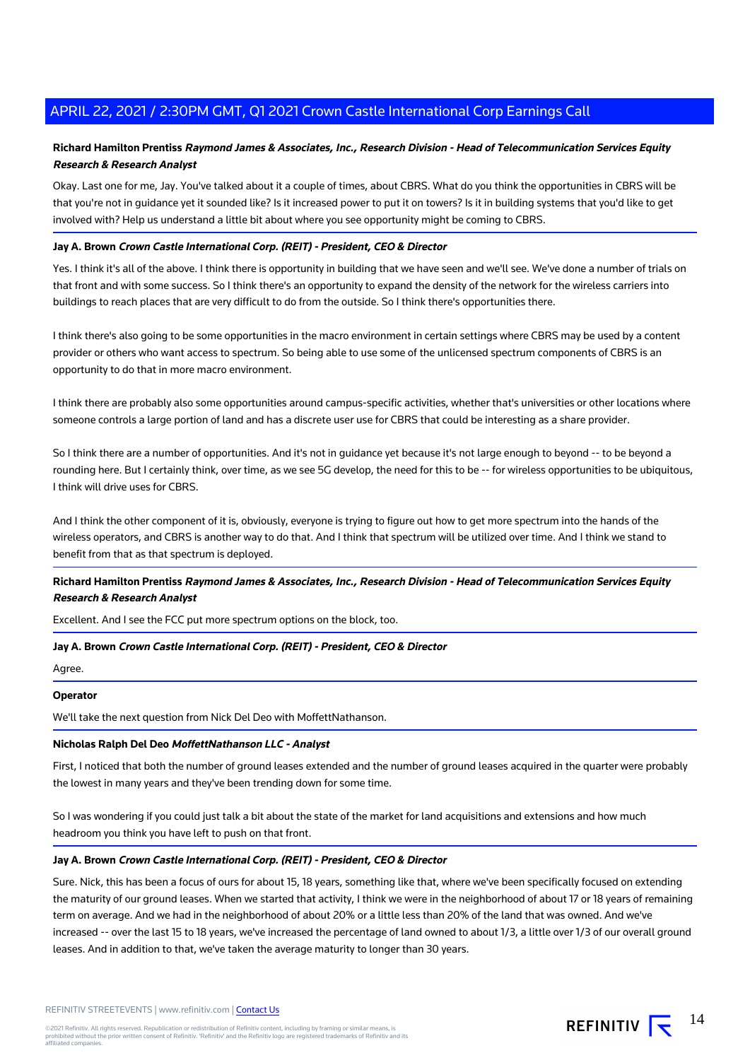**Richard Hamilton Prentiss** ***Raymond James & Associates, Inc., Research Division - Head of Telecommunication Services Equity Research & Research Analyst***

Okay. Last one for me, Jay. You've talked about it a couple of times, about CBRS. What do you think the opportunities in CBRS will be that you're not in guidance yet it sounded like? Is it increased power to put it on towers? Is it in building systems that you'd like to get involved with? Help us understand a little bit about where you see opportunity might be coming to CBRS.

**Jay A. Brown** ***Crown Castle International Corp. (REIT) - President, CEO & Director***

Yes. I think it's all of the above. I think there is opportunity in building that we have seen and we'll see. We've done a number of trials on that front and with some success. So I think there's an opportunity to expand the density of the network for the wireless carriers into buildings to reach places that are very difficult to do from the outside. So I think there's opportunities there.

I think there's also going to be some opportunities in the macro environment in certain settings where CBRS may be used by a content provider or others who want access to spectrum. So being able to use some of the unlicensed spectrum components of CBRS is an opportunity to do that in more macro environment.

I think there are probably also some opportunities around campus-specific activities, whether that's universities or other locations where someone controls a large portion of land and has a discrete user use for CBRS that could be interesting as a share provider.

So I think there are a number of opportunities. And it's not in guidance yet because it's not large enough to beyond -- to be beyond a rounding here. But I certainly think, over time, as we see 5G develop, the need for this to be -- for wireless opportunities to be ubiquitous, I think will drive uses for CBRS.

And I think the other component of it is, obviously, everyone is trying to figure out how to get more spectrum into the hands of the wireless operators, and CBRS is another way to do that. And I think that spectrum will be utilized over time. And I think we stand to benefit from that as that spectrum is deployed.

**Richard Hamilton Prentiss** ***Raymond James & Associates, Inc., Research Division - Head of Telecommunication Services Equity Research & Research Analyst***

Excellent. And I see the FCC put more spectrum options on the block, too.

**Jay A. Brown** ***Crown Castle International Corp. (REIT) - President, CEO & Director***

Agree.

**Operator**

We'll take the next question from Nick Del Deo with MoffettNathanson.

**Nicholas Ralph Del Deo** ***MoffettNathanson LLC - Analyst***

First, I noticed that both the number of ground leases extended and the number of ground leases acquired in the quarter were probably the lowest in many years and they've been trending down for some time.

So I was wondering if you could just talk a bit about the state of the market for land acquisitions and extensions and how much headroom you think you have left to push on that front.

**Jay A. Brown** ***Crown Castle International Corp. (REIT) - President, CEO & Director***

Sure. Nick, this has been a focus of ours for about 15, 18 years, something like that, where we've been specifically focused on extending the maturity of our ground leases. When we started that activity, I think we were in the neighborhood of about 17 or 18 years of remaining term on average. And we had in the neighborhood of about 20% or a little less than 20% of the land that was owned. And we've increased -- over the last 15 to 18 years, we've increased the percentage of land owned to about 1/3, a little over 1/3 of our overall ground leases. And in addition to that, we've taken the average maturity to longer than 30 years.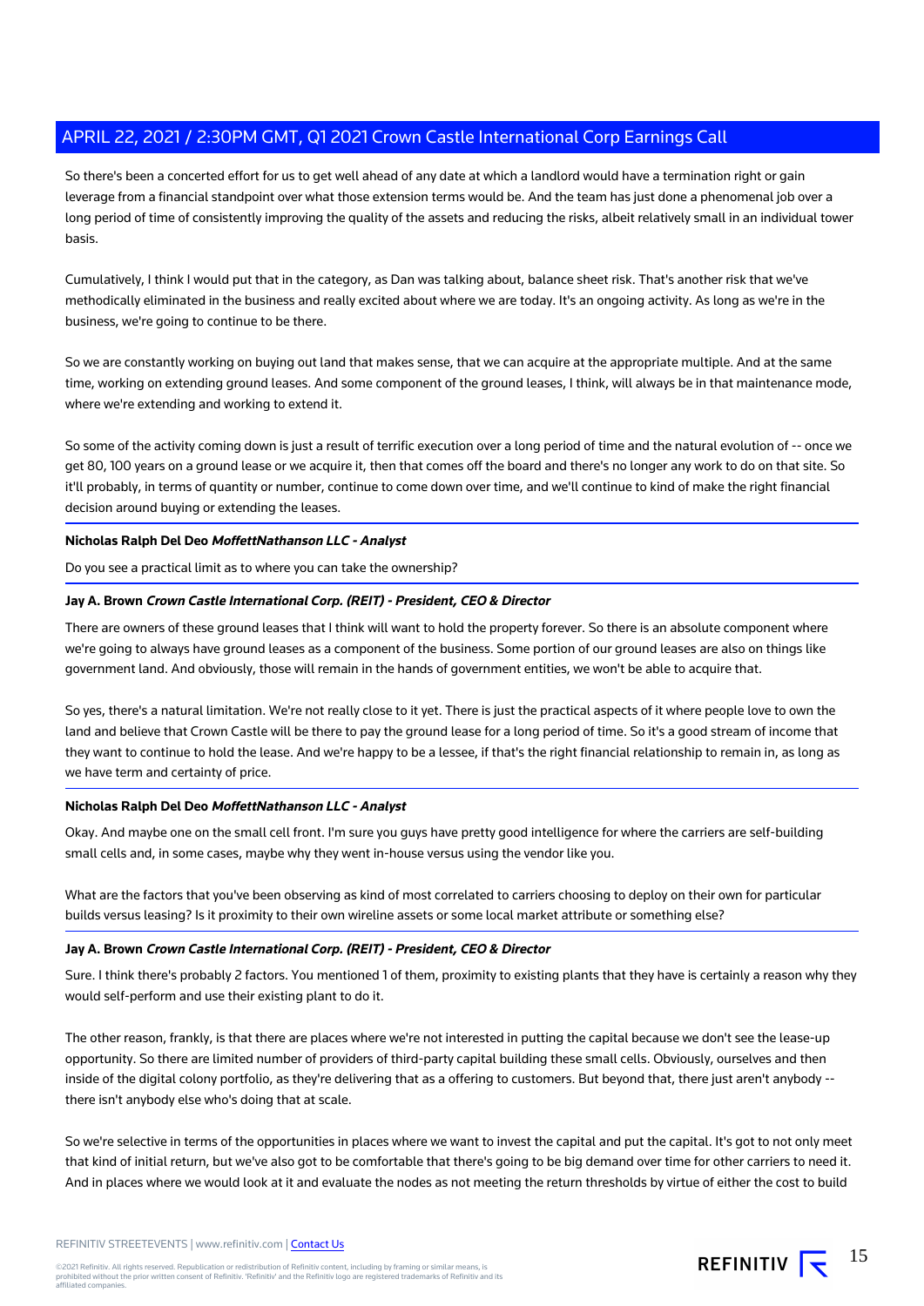So there's been a concerted effort for us to get well ahead of any date at which a landlord would have a termination right or gain leverage from a financial standpoint over what those extension terms would be. And the team has just done a phenomenal job over a long period of time of consistently improving the quality of the assets and reducing the risks, albeit relatively small in an individual tower basis.

Cumulatively, I think I would put that in the category, as Dan was talking about, balance sheet risk. That's another risk that we've methodically eliminated in the business and really excited about where we are today. It's an ongoing activity. As long as we're in the business, we're going to continue to be there.

So we are constantly working on buying out land that makes sense, that we can acquire at the appropriate multiple. And at the same time, working on extending ground leases. And some component of the ground leases, I think, will always be in that maintenance mode, where we're extending and working to extend it.

So some of the activity coming down is just a result of terrific execution over a long period of time and the natural evolution of -- once we get 80, 100 years on a ground lease or we acquire it, then that comes off the board and there's no longer any work to do on that site. So it'll probably, in terms of quantity or number, continue to come down over time, and we'll continue to kind of make the right financial decision around buying or extending the leases.

**Nicholas Ralph Del Deo** ***MoffettNathanson LLC - Analyst***

Do you see a practical limit as to where you can take the ownership?

**Jay A. Brown** ***Crown Castle International Corp. (REIT) - President, CEO & Director***

There are owners of these ground leases that I think will want to hold the property forever. So there is an absolute component where we're going to always have ground leases as a component of the business. Some portion of our ground leases are also on things like government land. And obviously, those will remain in the hands of government entities, we won't be able to acquire that.

So yes, there's a natural limitation. We're not really close to it yet. There is just the practical aspects of it where people love to own the land and believe that Crown Castle will be there to pay the ground lease for a long period of time. So it's a good stream of income that they want to continue to hold the lease. And we're happy to be a lessee, if that's the right financial relationship to remain in, as long as we have term and certainty of price.

**Nicholas Ralph Del Deo** ***MoffettNathanson LLC - Analyst***

Okay. And maybe one on the small cell front. I'm sure you guys have pretty good intelligence for where the carriers are self-building small cells and, in some cases, maybe why they went in-house versus using the vendor like you.

What are the factors that you've been observing as kind of most correlated to carriers choosing to deploy on their own for particular builds versus leasing? Is it proximity to their own wireline assets or some local market attribute or something else?

**Jay A. Brown** ***Crown Castle International Corp. (REIT) - President, CEO & Director***

Sure. I think there's probably 2 factors. You mentioned 1 of them, proximity to existing plants that they have is certainly a reason why they would self-perform and use their existing plant to do it.

The other reason, frankly, is that there are places where we're not interested in putting the capital because we don't see the lease-up opportunity. So there are limited number of providers of third-party capital building these small cells. Obviously, ourselves and then inside of the digital colony portfolio, as they're delivering that as a offering to customers. But beyond that, there just aren't anybody -- there isn't anybody else who's doing that at scale.

So we're selective in terms of the opportunities in places where we want to invest the capital and put the capital. It's got to not only meet that kind of initial return, but we've also got to be comfortable that there's going to be big demand over time for other carriers to need it. And in places where we would look at it and evaluate the nodes as not meeting the return thresholds by virtue of either the cost to build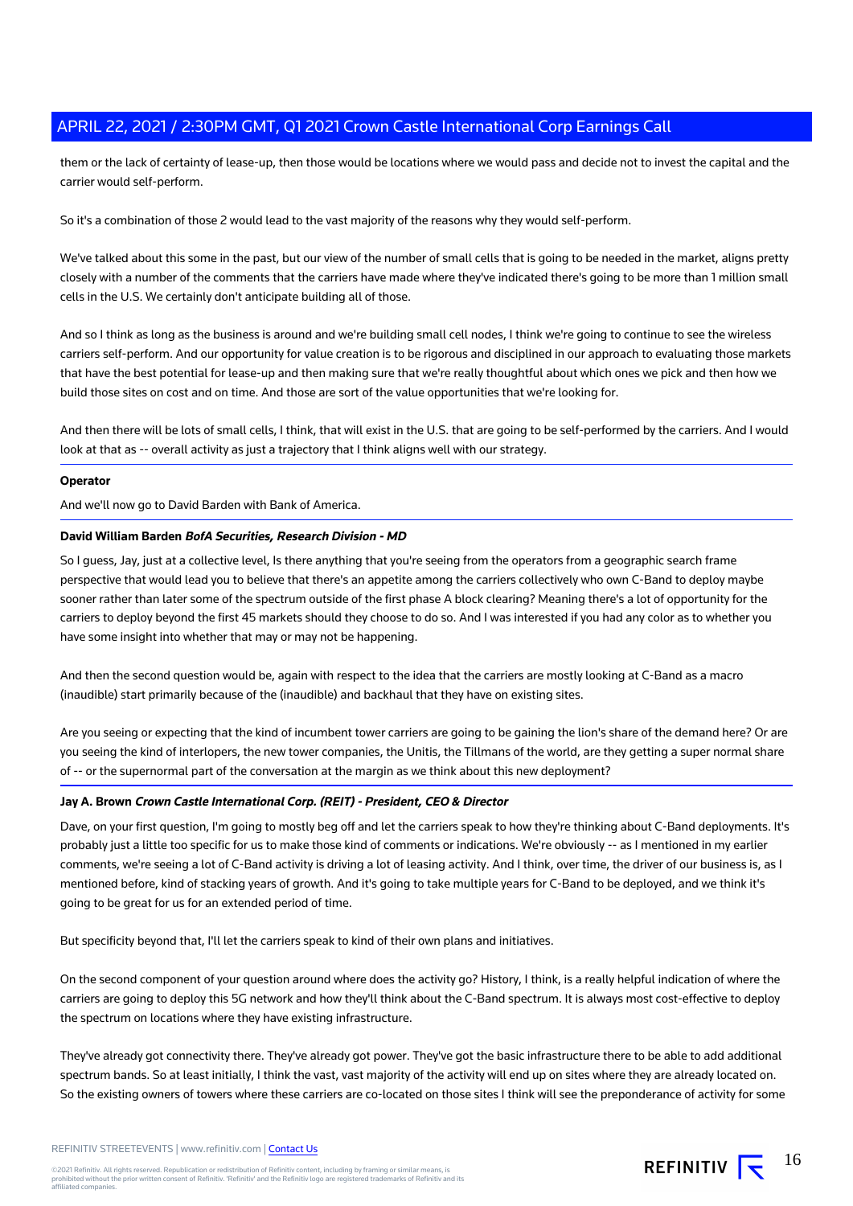them or the lack of certainty of lease-up, then those would be locations where we would pass and decide not to invest the capital and the carrier would self-perform.

So it's a combination of those 2 would lead to the vast majority of the reasons why they would self-perform.

We've talked about this some in the past, but our view of the number of small cells that is going to be needed in the market, aligns pretty closely with a number of the comments that the carriers have made where they've indicated there's going to be more than 1 million small cells in the U.S. We certainly don't anticipate building all of those.

And so I think as long as the business is around and we're building small cell nodes, I think we're going to continue to see the wireless carriers self-perform. And our opportunity for value creation is to be rigorous and disciplined in our approach to evaluating those markets that have the best potential for lease-up and then making sure that we're really thoughtful about which ones we pick and then how we build those sites on cost and on time. And those are sort of the value opportunities that we're looking for.

And then there will be lots of small cells, I think, that will exist in the U.S. that are going to be self-performed by the carriers. And I would look at that as -- overall activity as just a trajectory that I think aligns well with our strategy.

---

**Operator**

And we'll now go to David Barden with Bank of America.

---

**David William Barden** ***BofA Securities, Research Division - MD***

So I guess, Jay, just at a collective level, Is there anything that you're seeing from the operators from a geographic search frame perspective that would lead you to believe that there's an appetite among the carriers collectively who own C-Band to deploy maybe sooner rather than later some of the spectrum outside of the first phase A block clearing? Meaning there's a lot of opportunity for the carriers to deploy beyond the first 45 markets should they choose to do so. And I was interested if you had any color as to whether you have some insight into whether that may or may not be happening.

And then the second question would be, again with respect to the idea that the carriers are mostly looking at C-Band as a macro (inaudible) start primarily because of the (inaudible) and backhaul that they have on existing sites.

Are you seeing or expecting that the kind of incumbent tower carriers are going to be gaining the lion's share of the demand here? Or are you seeing the kind of interlopers, the new tower companies, the Unitis, the Tillmans of the world, are they getting a super normal share of -- or the supernormal part of the conversation at the margin as we think about this new deployment?

---

**Jay A. Brown** ***Crown Castle International Corp. (REIT) - President, CEO & Director***

Dave, on your first question, I'm going to mostly beg off and let the carriers speak to how they're thinking about C-Band deployments. It's probably just a little too specific for us to make those kind of comments or indications. We're obviously -- as I mentioned in my earlier comments, we're seeing a lot of C-Band activity is driving a lot of leasing activity. And I think, over time, the driver of our business is, as I mentioned before, kind of stacking years of growth. And it's going to take multiple years for C-Band to be deployed, and we think it's going to be great for us for an extended period of time.

But specificity beyond that, I'll let the carriers speak to kind of their own plans and initiatives.

On the second component of your question around where does the activity go? History, I think, is a really helpful indication of where the carriers are going to deploy this 5G network and how they'll think about the C-Band spectrum. It is always most cost-effective to deploy the spectrum on locations where they have existing infrastructure.

They've already got connectivity there. They've already got power. They've got the basic infrastructure there to be able to add additional spectrum bands. So at least initially, I think the vast, vast majority of the activity will end up on sites where they are already located on. So the existing owners of towers where these carriers are co-located on those sites I think will see the preponderance of activity for some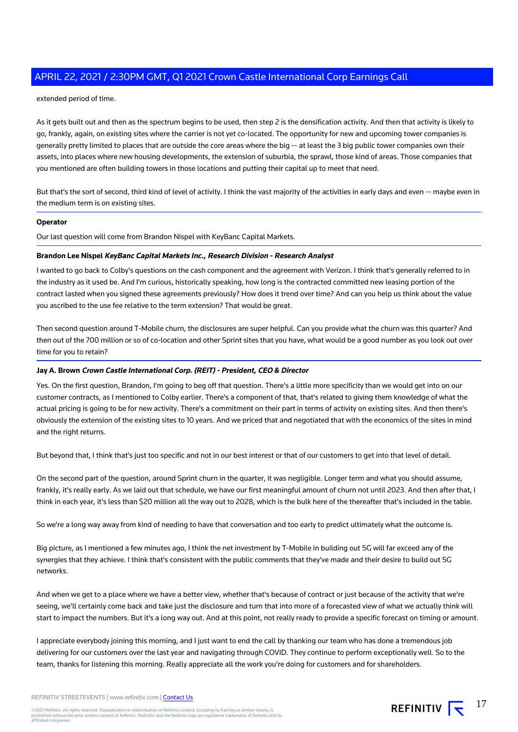extended period of time.

As it gets built out and then as the spectrum begins to be used, then step 2 is the densification activity. And then that activity is likely to go, frankly, again, on existing sites where the carrier is not yet co-located. The opportunity for new and upcoming tower companies is generally pretty limited to places that are outside the core areas where the big -- at least the 3 big public tower companies own their assets, into places where new housing developments, the extension of suburbia, the sprawl, those kind of areas. Those companies that you mentioned are often building towers in those locations and putting their capital up to meet that need.

But that's the sort of second, third kind of level of activity. I think the vast majority of the activities in early days and even -- maybe even in the medium term is on existing sites.

---

**Operator**

Our last question will come from Brandon Nispel with KeyBanc Capital Markets.

---

**Brandon Lee Nispel** ***KeyBanc Capital Markets Inc., Research Division - Research Analyst***

I wanted to go back to Colby's questions on the cash component and the agreement with Verizon. I think that's generally referred to in the industry as it used be. And I'm curious, historically speaking, how long is the contracted committed new leasing portion of the contract lasted when you signed these agreements previously? How does it trend over time? And can you help us think about the value you ascribed to the use fee relative to the term extension? That would be great.

Then second question around T-Mobile churn, the disclosures are super helpful. Can you provide what the churn was this quarter? And then out of the 700 million or so of co-location and other Sprint sites that you have, what would be a good number as you look out over time for you to retain?

---

**Jay A. Brown** ***Crown Castle International Corp. (REIT) - President, CEO & Director***

Yes. On the first question, Brandon, I'm going to beg off that question. There's a little more specificity than we would get into on our customer contracts, as I mentioned to Colby earlier. There's a component of that, that's related to giving them knowledge of what the actual pricing is going to be for new activity. There's a commitment on their part in terms of activity on existing sites. And then there's obviously the extension of the existing sites to 10 years. And we priced that and negotiated that with the economics of the sites in mind and the right returns.

But beyond that, I think that's just too specific and not in our best interest or that of our customers to get into that level of detail.

On the second part of the question, around Sprint churn in the quarter, it was negligible. Longer term and what you should assume, frankly, it's really early. As we laid out that schedule, we have our first meaningful amount of churn not until 2023. And then after that, I think in each year, it's less than $20 million all the way out to 2028, which is the bulk here of the thereafter that's included in the table.

So we're a long way away from kind of needing to have that conversation and too early to predict ultimately what the outcome is.

Big picture, as I mentioned a few minutes ago, I think the net investment by T-Mobile in building out 5G will far exceed any of the synergies that they achieve. I think that's consistent with the public comments that they've made and their desire to build out 5G networks.

And when we get to a place where we have a better view, whether that's because of contract or just because of the activity that we're seeing, we'll certainly come back and take just the disclosure and turn that into more of a forecasted view of what we actually think will start to impact the numbers. But it's a long way out. And at this point, not really ready to provide a specific forecast on timing or amount.

I appreciate everybody joining this morning, and I just want to end the call by thanking our team who has done a tremendous job delivering for our customers over the last year and navigating through COVID. They continue to perform exceptionally well. So to the team, thanks for listening this morning. Really appreciate all the work you're doing for customers and for shareholders.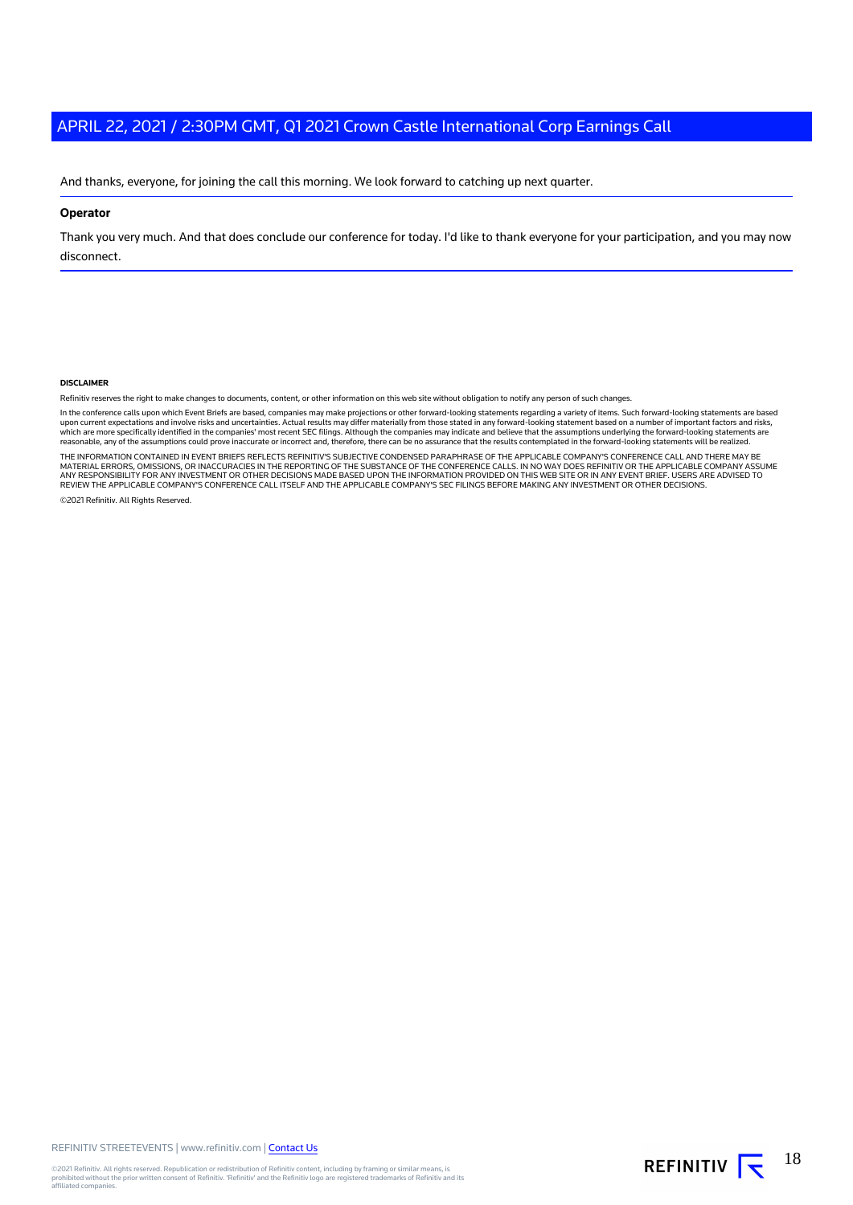And thanks, everyone, for joining the call this morning. We look forward to catching up next quarter.

**Operator**

Thank you very much. And that does conclude our conference for today. I'd like to thank everyone for your participation, and you may now disconnect.

**DISCLAIMER**

Refinitiv reserves the right to make changes to documents, content, or other information on this web site without obligation to notify any person of such changes.

In the conference calls upon which Event Briefs are based, companies may make projections or other forward-looking statements regarding a variety of items. Such forward-looking statements are based upon current expectations and involve risks and uncertainties. Actual results may differ materially from those stated in any forward-looking statement based on a number of important factors and risks, which are more specifically identified in the companies' most recent SEC filings. Although the companies may indicate and believe that the assumptions underlying the forward-looking statements are reasonable, any of the assumptions could prove inaccurate or incorrect and, therefore, there can be no assurance that the results contemplated in the forward-looking statements will be realized.

THE INFORMATION CONTAINED IN EVENT BRIEFS REFLECTS REFINITIV'S SUBJECTIVE CONDENSED PARAPHRASE OF THE APPLICABLE COMPANY'S CONFERENCE CALL AND THERE MAY BE MATERIAL ERRORS, OMISSIONS, OR INACCURACIES IN THE REPORTING OF THE SUBSTANCE OF THE CONFERENCE CALLS. IN NO WAY DOES REFINITIV OR THE APPLICABLE COMPANY ASSUME ANY RESPONSIBILITY FOR ANY INVESTMENT OR OTHER DECISIONS MADE BASED UPON THE INFORMATION PROVIDED ON THIS WEB SITE OR IN ANY EVENT BRIEF. USERS ARE ADVISED TO REVIEW THE APPLICABLE COMPANY'S CONFERENCE CALL ITSELF AND THE APPLICABLE COMPANY'S SEC FILINGS BEFORE MAKING ANY INVESTMENT OR OTHER DECISIONS.

©2021 Refinitiv. All Rights Reserved.